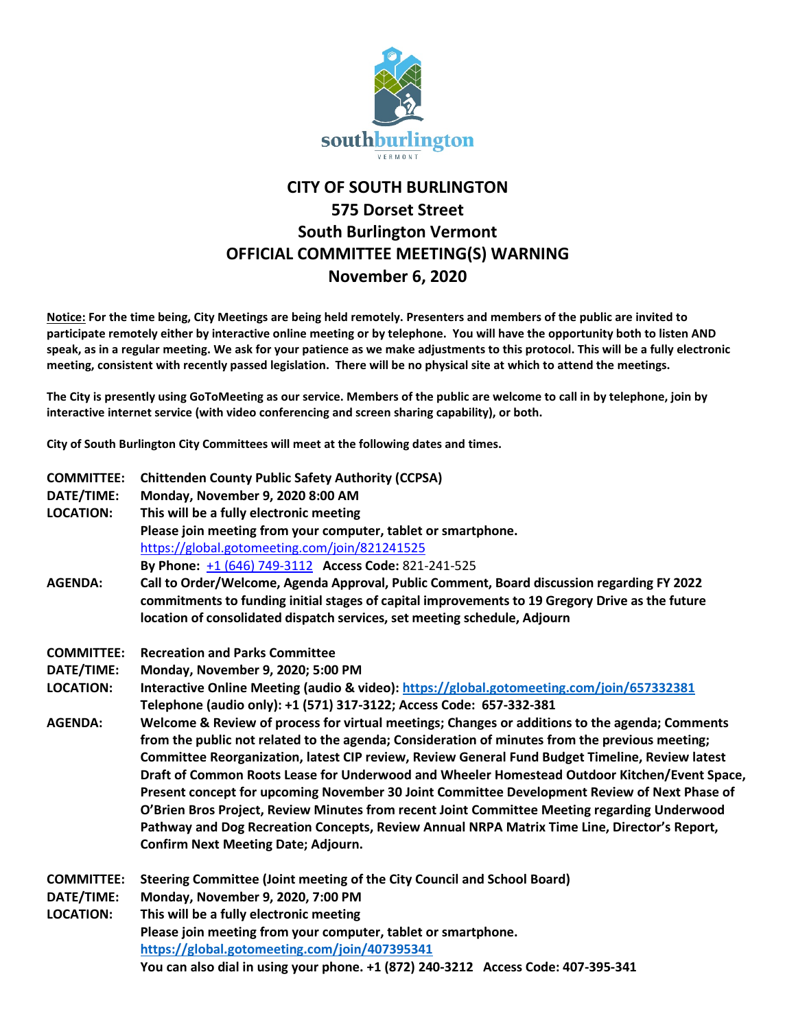southburlington
VERMONT

# CITY OF SOUTH BURLINGTON
## 575 Dorset Street
## South Burlington Vermont
## OFFICIAL COMMITTEE MEETING(S) WARNING
## November 6, 2020

**Notice:** **For the time being, City Meetings are being held remotely. Presenters and members of the public are invited to participate remotely either by interactive online meeting or by telephone. You will have the opportunity both to listen AND speak, as in a regular meeting. We ask for your patience as we make adjustments to this protocol. This will be a fully electronic meeting, consistent with recently passed legislation. There will be no physical site at which to attend the meetings.**

**The City is presently using GoToMeeting as our service. Members of the public are welcome to call in by telephone, join by interactive internet service (with video conferencing and screen sharing capability), or both.**

**City of South Burlington City Committees will meet at the following dates and times.**

**COMMITTEE:** **Chittenden County Public Safety Authority (CCPSA)**
**DATE/TIME:** **Monday, November 9, 2020 8:00 AM**
**LOCATION:** **This will be a fully electronic meeting**
**Please join meeting from your computer, tablet or smartphone.**
https://global.gotomeeting.com/join/821241525
**By Phone:** +1 (646) 749-3112 **Access Code:** 821-241-525
**AGENDA:** **Call to Order/Welcome, Agenda Approval, Public Comment, Board discussion regarding FY 2022 commitments to funding initial stages of capital improvements to 19 Gregory Drive as the future location of consolidated dispatch services, set meeting schedule, Adjourn**

**COMMITTEE:** **Recreation and Parks Committee**
**DATE/TIME:** **Monday, November 9, 2020; 5:00 PM**
**LOCATION:** **Interactive Online Meeting (audio & video): https://global.gotomeeting.com/join/657332381**
**Telephone (audio only): +1 (571) 317-3122; Access Code: 657-332-381**
**AGENDA:** **Welcome & Review of process for virtual meetings; Changes or additions to the agenda; Comments from the public not related to the agenda; Consideration of minutes from the previous meeting; Committee Reorganization, latest CIP review, Review General Fund Budget Timeline, Review latest Draft of Common Roots Lease for Underwood and Wheeler Homestead Outdoor Kitchen/Event Space, Present concept for upcoming November 30 Joint Committee Development Review of Next Phase of O'Brien Bros Project, Review Minutes from recent Joint Committee Meeting regarding Underwood Pathway and Dog Recreation Concepts, Review Annual NRPA Matrix Time Line, Director's Report, Confirm Next Meeting Date; Adjourn.**

**COMMITTEE:** **Steering Committee (Joint meeting of the City Council and School Board)**
**DATE/TIME:** **Monday, November 9, 2020, 7:00 PM**
**LOCATION:** **This will be a fully electronic meeting**
**Please join meeting from your computer, tablet or smartphone.**
**https://global.gotomeeting.com/join/407395341**
**You can also dial in using your phone. +1 (872) 240-3212 Access Code: 407-395-341**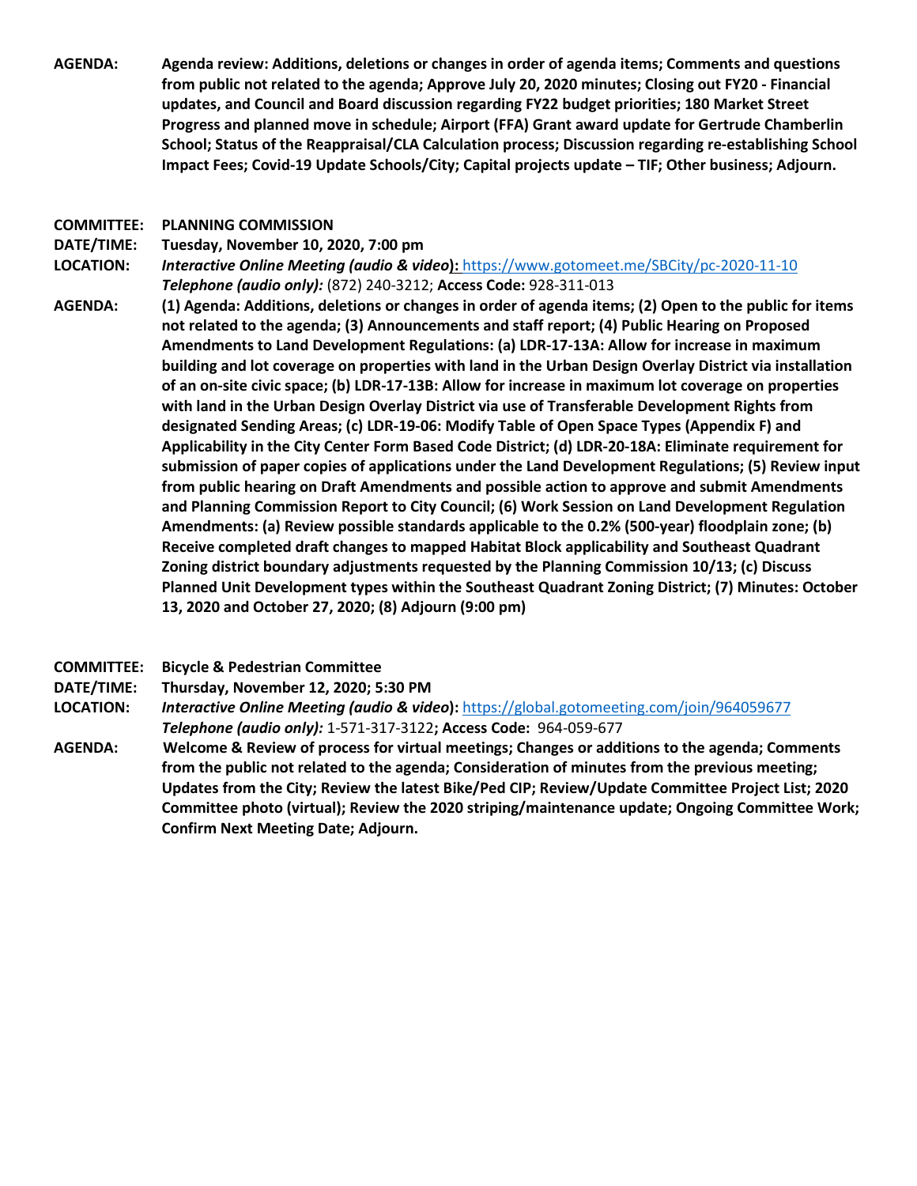**AGENDA:** **Agenda review: Additions, deletions or changes in order of agenda items; Comments and questions from public not related to the agenda; Approve July 20, 2020 minutes; Closing out FY20 - Financial updates, and Council and Board discussion regarding FY22 budget priorities; 180 Market Street Progress and planned move in schedule; Airport (FFA) Grant award update for Gertrude Chamberlin School; Status of the Reappraisal/CLA Calculation process; Discussion regarding re-establishing School Impact Fees; Covid-19 Update Schools/City; Capital projects update – TIF; Other business; Adjourn.**

**COMMITTEE:** **PLANNING COMMISSION**
**DATE/TIME:** **Tuesday, November 10, 2020, 7:00 pm**
**LOCATION:** ***Interactive Online Meeting (audio & video*):** https://www.gotomeet.me/SBCity/pc-2020-11-10
***Telephone (audio only):*** (872) 240-3212; **Access Code:** 928-311-013
**AGENDA:** **(1) Agenda: Additions, deletions or changes in order of agenda items; (2) Open to the public for items not related to the agenda; (3) Announcements and staff report; (4) Public Hearing on Proposed Amendments to Land Development Regulations: (a) LDR-17-13A: Allow for increase in maximum building and lot coverage on properties with land in the Urban Design Overlay District via installation of an on-site civic space; (b) LDR-17-13B: Allow for increase in maximum lot coverage on properties with land in the Urban Design Overlay District via use of Transferable Development Rights from designated Sending Areas; (c) LDR-19-06: Modify Table of Open Space Types (Appendix F) and Applicability in the City Center Form Based Code District; (d) LDR-20-18A: Eliminate requirement for submission of paper copies of applications under the Land Development Regulations; (5) Review input from public hearing on Draft Amendments and possible action to approve and submit Amendments and Planning Commission Report to City Council; (6) Work Session on Land Development Regulation Amendments: (a) Review possible standards applicable to the 0.2% (500-year) floodplain zone; (b) Receive completed draft changes to mapped Habitat Block applicability and Southeast Quadrant Zoning district boundary adjustments requested by the Planning Commission 10/13; (c) Discuss Planned Unit Development types within the Southeast Quadrant Zoning District; (7) Minutes: October 13, 2020 and October 27, 2020; (8) Adjourn (9:00 pm)**

**COMMITTEE:** **Bicycle & Pedestrian Committee**
**DATE/TIME:** **Thursday, November 12, 2020; 5:30 PM**
**LOCATION:** ***Interactive Online Meeting (audio & video*):** https://global.gotomeeting.com/join/964059677
***Telephone (audio only):*** 1-571-317-3122**; Access Code:** 964-059-677
**AGENDA:** **Welcome & Review of process for virtual meetings; Changes or additions to the agenda; Comments from the public not related to the agenda; Consideration of minutes from the previous meeting; Updates from the City; Review the latest Bike/Ped CIP; Review/Update Committee Project List; 2020 Committee photo (virtual); Review the 2020 striping/maintenance update; Ongoing Committee Work; Confirm Next Meeting Date; Adjourn.**